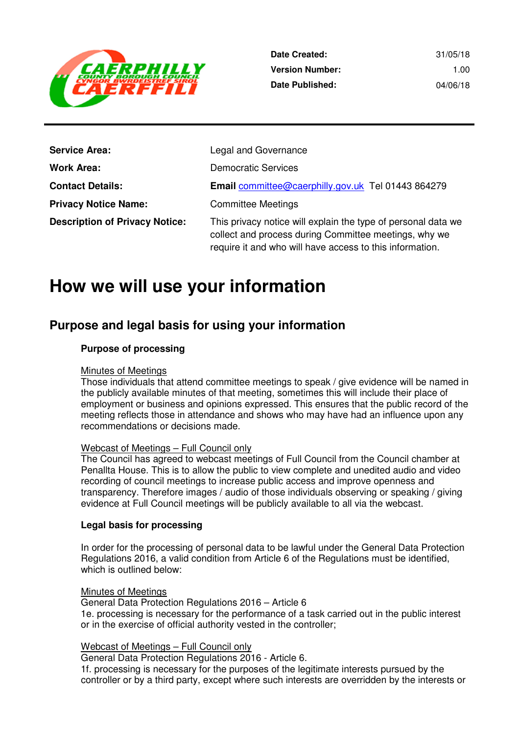| | |
|---|---|
| **Date Created:** | 31/05/18 |
| **Version Number:** | 1.00 |
| **Date Published:** | 04/06/18 |

| | |
|---|---|
| **Service Area:** | Legal and Governance |
| **Work Area:** | Democratic Services |
| **Contact Details:** | **Email** committee@caerphilly.gov.uk Tel 01443 864279 |
| **Privacy Notice Name:** | Committee Meetings |
| **Description of Privacy Notice:** | This privacy notice will explain the type of personal data we collect and process during Committee meetings, why we require it and who will have access to this information. |

# How we will use your information

## Purpose and legal basis for using your information

### Purpose of processing

Minutes of Meetings
Those individuals that attend committee meetings to speak / give evidence will be named in the publicly available minutes of that meeting, sometimes this will include their place of employment or business and opinions expressed. This ensures that the public record of the meeting reflects those in attendance and shows who may have had an influence upon any recommendations or decisions made.

Webcast of Meetings – Full Council only
The Council has agreed to webcast meetings of Full Council from the Council chamber at Penallta House. This is to allow the public to view complete and unedited audio and video recording of council meetings to increase public access and improve openness and transparency. Therefore images / audio of those individuals observing or speaking / giving evidence at Full Council meetings will be publicly available to all via the webcast.

### Legal basis for processing

In order for the processing of personal data to be lawful under the General Data Protection Regulations 2016, a valid condition from Article 6 of the Regulations must be identified, which is outlined below:

Minutes of Meetings
General Data Protection Regulations 2016 – Article 6
1e. processing is necessary for the performance of a task carried out in the public interest or in the exercise of official authority vested in the controller;

Webcast of Meetings – Full Council only
General Data Protection Regulations 2016 - Article 6.
1f. processing is necessary for the purposes of the legitimate interests pursued by the controller or by a third party, except where such interests are overridden by the interests or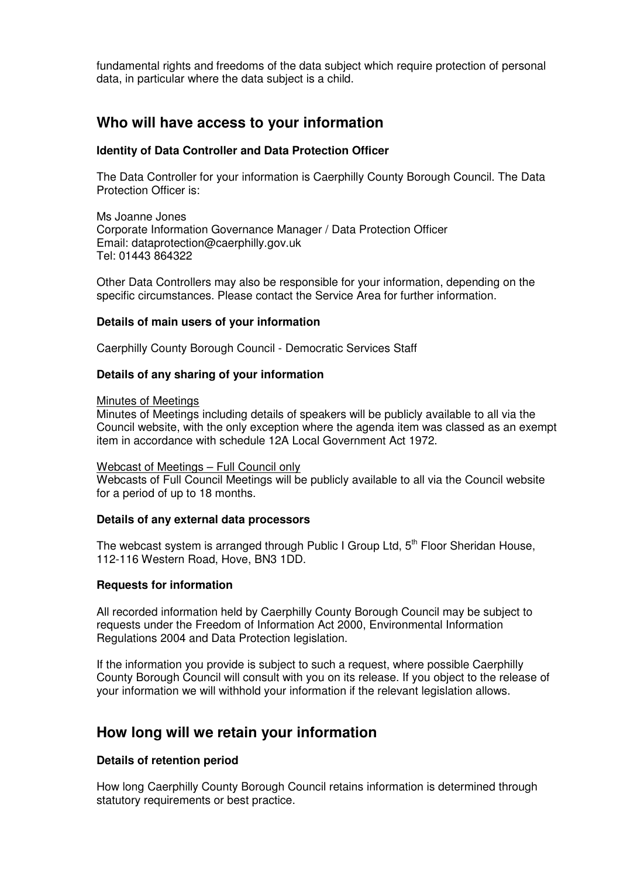fundamental rights and freedoms of the data subject which require protection of personal data, in particular where the data subject is a child.

## Who will have access to your information

### Identity of Data Controller and Data Protection Officer

The Data Controller for your information is Caerphilly County Borough Council. The Data Protection Officer is:

Ms Joanne Jones
Corporate Information Governance Manager / Data Protection Officer
Email: dataprotection@caerphilly.gov.uk
Tel: 01443 864322

Other Data Controllers may also be responsible for your information, depending on the specific circumstances. Please contact the Service Area for further information.

### Details of main users of your information

Caerphilly County Borough Council - Democratic Services Staff

### Details of any sharing of your information

Minutes of Meetings
Minutes of Meetings including details of speakers will be publicly available to all via the Council website, with the only exception where the agenda item was classed as an exempt item in accordance with schedule 12A Local Government Act 1972.

Webcast of Meetings – Full Council only
Webcasts of Full Council Meetings will be publicly available to all via the Council website for a period of up to 18 months.

### Details of any external data processors

The webcast system is arranged through Public I Group Ltd, 5th Floor Sheridan House, 112-116 Western Road, Hove, BN3 1DD.

### Requests for information

All recorded information held by Caerphilly County Borough Council may be subject to requests under the Freedom of Information Act 2000, Environmental Information Regulations 2004 and Data Protection legislation.

If the information you provide is subject to such a request, where possible Caerphilly County Borough Council will consult with you on its release. If you object to the release of your information we will withhold your information if the relevant legislation allows.

## How long will we retain your information

### Details of retention period

How long Caerphilly County Borough Council retains information is determined through statutory requirements or best practice.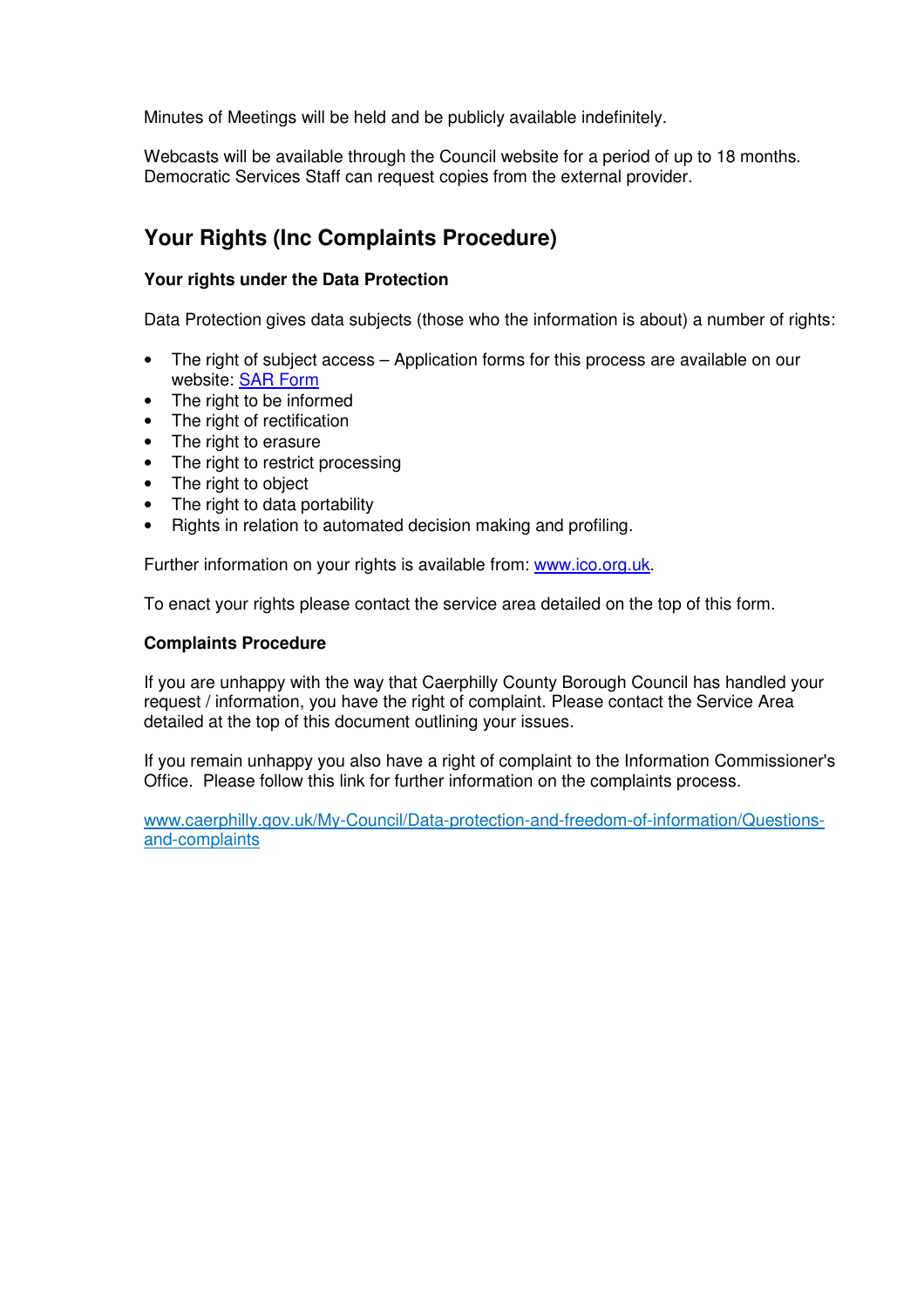Minutes of Meetings will be held and be publicly available indefinitely.

Webcasts will be available through the Council website for a period of up to 18 months. Democratic Services Staff can request copies from the external provider.

## Your Rights (Inc Complaints Procedure)

**Your rights under the Data Protection**

Data Protection gives data subjects (those who the information is about) a number of rights:

- The right of subject access – Application forms for this process are available on our website: SAR Form
- The right to be informed
- The right of rectification
- The right to erasure
- The right to restrict processing
- The right to object
- The right to data portability
- Rights in relation to automated decision making and profiling.

Further information on your rights is available from: www.ico.org.uk.

To enact your rights please contact the service area detailed on the top of this form.

**Complaints Procedure**

If you are unhappy with the way that Caerphilly County Borough Council has handled your request / information, you have the right of complaint. Please contact the Service Area detailed at the top of this document outlining your issues.

If you remain unhappy you also have a right of complaint to the Information Commissioner's Office. Please follow this link for further information on the complaints process.

www.caerphilly.gov.uk/My-Council/Data-protection-and-freedom-of-information/Questions-and-complaints